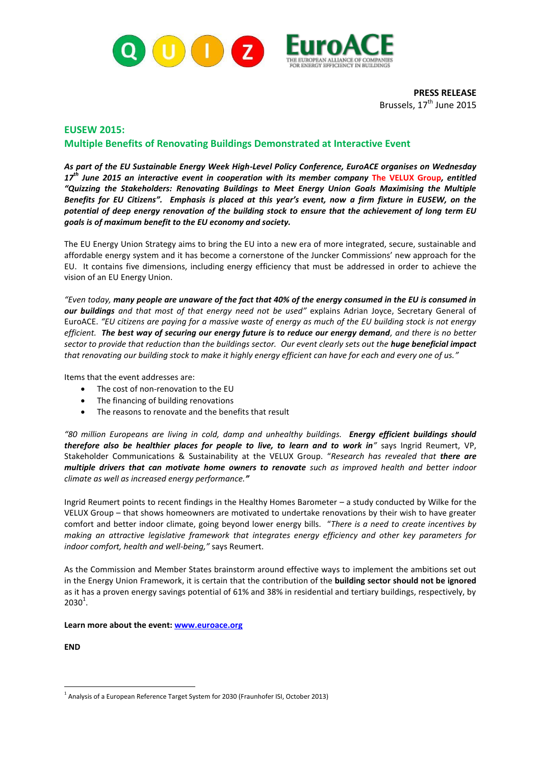**PRESS RELEASE**
Brussels, 17th June 2015

## EUSEW 2015:
## Multiple Benefits of Renovating Buildings Demonstrated at Interactive Event

***As part of the EU Sustainable Energy Week High-Level Policy Conference, EuroACE organises on Wednesday 17th June 2015 an interactive event in cooperation with its member company The VELUX Group, entitled "Quizzing the Stakeholders: Renovating Buildings to Meet Energy Union Goals Maximising the Multiple Benefits for EU Citizens". Emphasis is placed at this year's event, now a firm fixture in EUSEW, on the potential of deep energy renovation of the building stock to ensure that the achievement of long term EU goals is of maximum benefit to the EU economy and society.***

The EU Energy Union Strategy aims to bring the EU into a new era of more integrated, secure, sustainable and affordable energy system and it has become a cornerstone of the Juncker Commissions' new approach for the EU. It contains five dimensions, including energy efficiency that must be addressed in order to achieve the vision of an EU Energy Union.

*"Even today, **many people are unaware of the fact that 40% of the energy consumed in the EU is consumed in our buildings** and that most of that energy need not be used"* explains Adrian Joyce, Secretary General of EuroACE. *"EU citizens are paying for a massive waste of energy as much of the EU building stock is not energy efficient. **The best way of securing our energy future is to reduce our energy demand**, and there is no better sector to provide that reduction than the buildings sector. Our event clearly sets out the **huge beneficial impact** that renovating our building stock to make it highly energy efficient can have for each and every one of us."*

Items that the event addresses are:

- The cost of non-renovation to the EU
- The financing of building renovations
- The reasons to renovate and the benefits that result

*"80 million Europeans are living in cold, damp and unhealthy buildings. **Energy efficient buildings should therefore also be healthier places for people to live, to learn and to work in**"* says Ingrid Reumert, VP, Stakeholder Communications & Sustainability at the VELUX Group. "*Research has revealed that **there are multiple drivers that can motivate home owners to renovate** such as improved health and better indoor climate as well as increased energy performance.**"***

Ingrid Reumert points to recent findings in the Healthy Homes Barometer – a study conducted by Wilke for the VELUX Group – that shows homeowners are motivated to undertake renovations by their wish to have greater comfort and better indoor climate, going beyond lower energy bills. "*There is a need to create incentives by making an attractive legislative framework that integrates energy efficiency and other key parameters for indoor comfort, health and well-being,"* says Reumert.

As the Commission and Member States brainstorm around effective ways to implement the ambitions set out in the Energy Union Framework, it is certain that the contribution of the **building sector should not be ignored** as it has a proven energy savings potential of 61% and 38% in residential and tertiary buildings, respectively, by 2030[1].

**Learn more about the event: [www.euroace.org](www.euroace.org)**

**END**

---

[1] Analysis of a European Reference Target System for 2030 (Fraunhofer ISI, October 2013)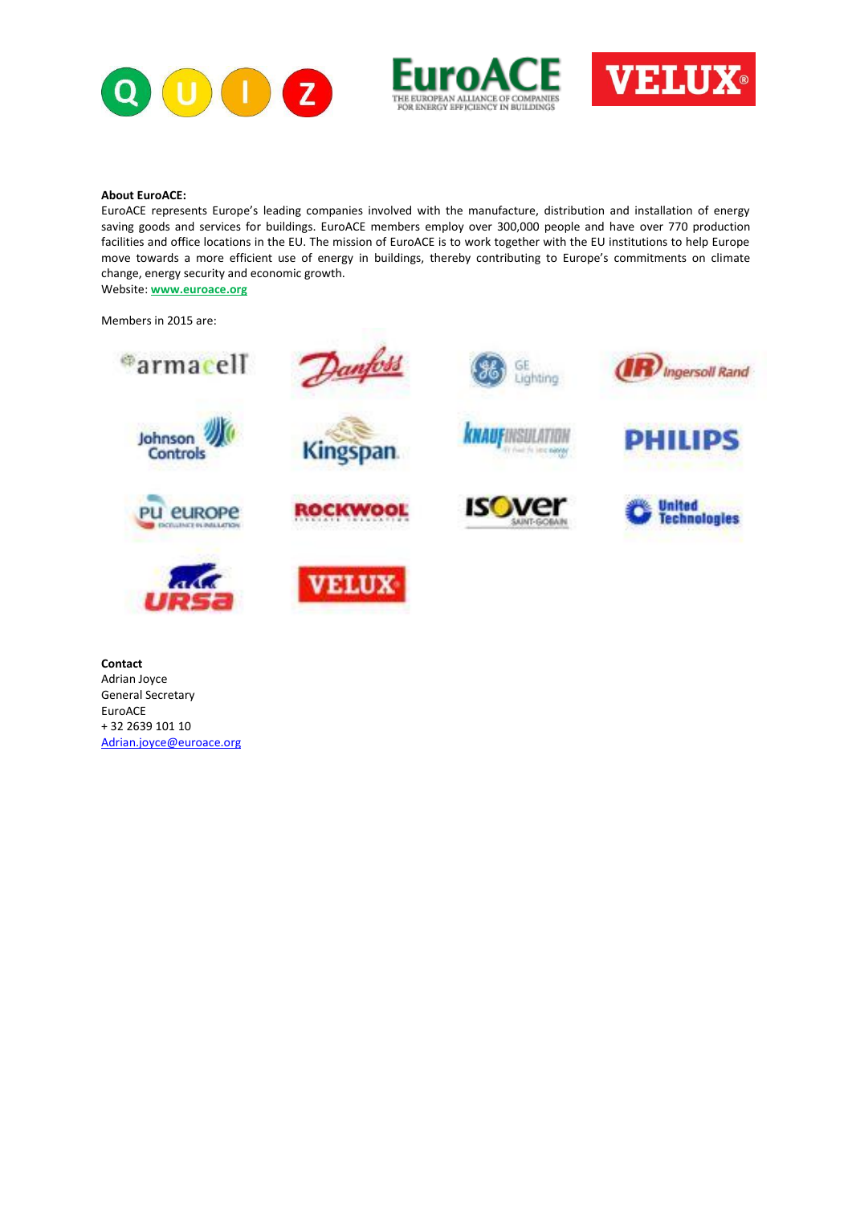**About EuroACE:**

EuroACE represents Europe's leading companies involved with the manufacture, distribution and installation of energy saving goods and services for buildings. EuroACE members employ over 300,000 people and have over 770 production facilities and office locations in the EU. The mission of EuroACE is to work together with the EU institutions to help Europe move towards a more efficient use of energy in buildings, thereby contributing to Europe's commitments on climate change, energy security and economic growth.

Website: www.euroace.org

Members in 2015 are:

**Contact**

Adrian Joyce
General Secretary
EuroACE
+ 32 2639 101 10
Adrian.joyce@euroace.org